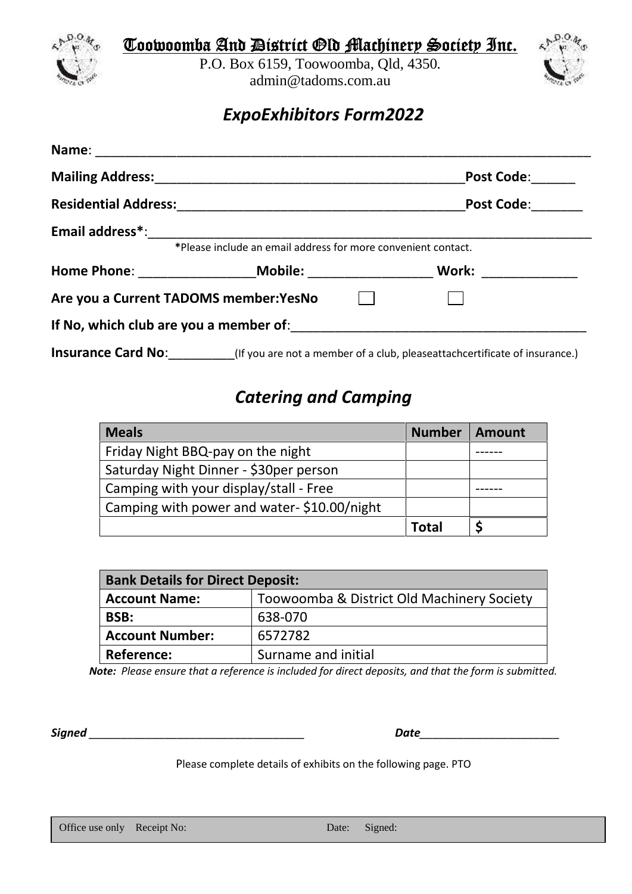# Toowoomba And District Old Machinery Society Inc.

P.O. Box 6159, Toowoomba, Qld, 4350.
admin@tadoms.com.au

## *ExpoExhibitors Form2022*

**Name**: ___________________________________________________________________

**Mailing Address:**___________________________________________**Post Code**:______

**Residential Address:**________________________________________**Post Code**:_______

**Email address***:___________________________________________________________

*Please include an email address for more convenient contact.

**Home Phone**: ________________**Mobile:** _________________ **Work:** _____________

**Are you a Current TADOMS member:YesNo** ☐ ☐

**If No, which club are you a member of**:_________________________________________

**Insurance Card No**:_________(If you are not a member of a club, pleaseattachcertificate of insurance.)

## *Catering and Camping*

| Meals | Number | Amount |
|---|---|---|
| Friday Night BBQ-pay on the night | | ------ |
| Saturday Night Dinner - $30per person | | |
| Camping with your display/stall - Free | | ------ |
| Camping with power and water- $10.00/night | | |
| | **Total** | **$** |

| **Bank Details for Direct Deposit:** | |
|---|---|
| **Account Name:** | Toowoomba & District Old Machinery Society |
| **BSB:** | 638-070 |
| **Account Number:** | 6572782 |
| **Reference:** | Surname and initial |

***Note:** Please ensure that a reference is included for direct deposits, and that the form is submitted.*

***Signed*** __________________________________ ***Date***______________________

Please complete details of exhibits on the following page. PTO

| Office use only Receipt No: | Date: | Signed: |
|---|---|---|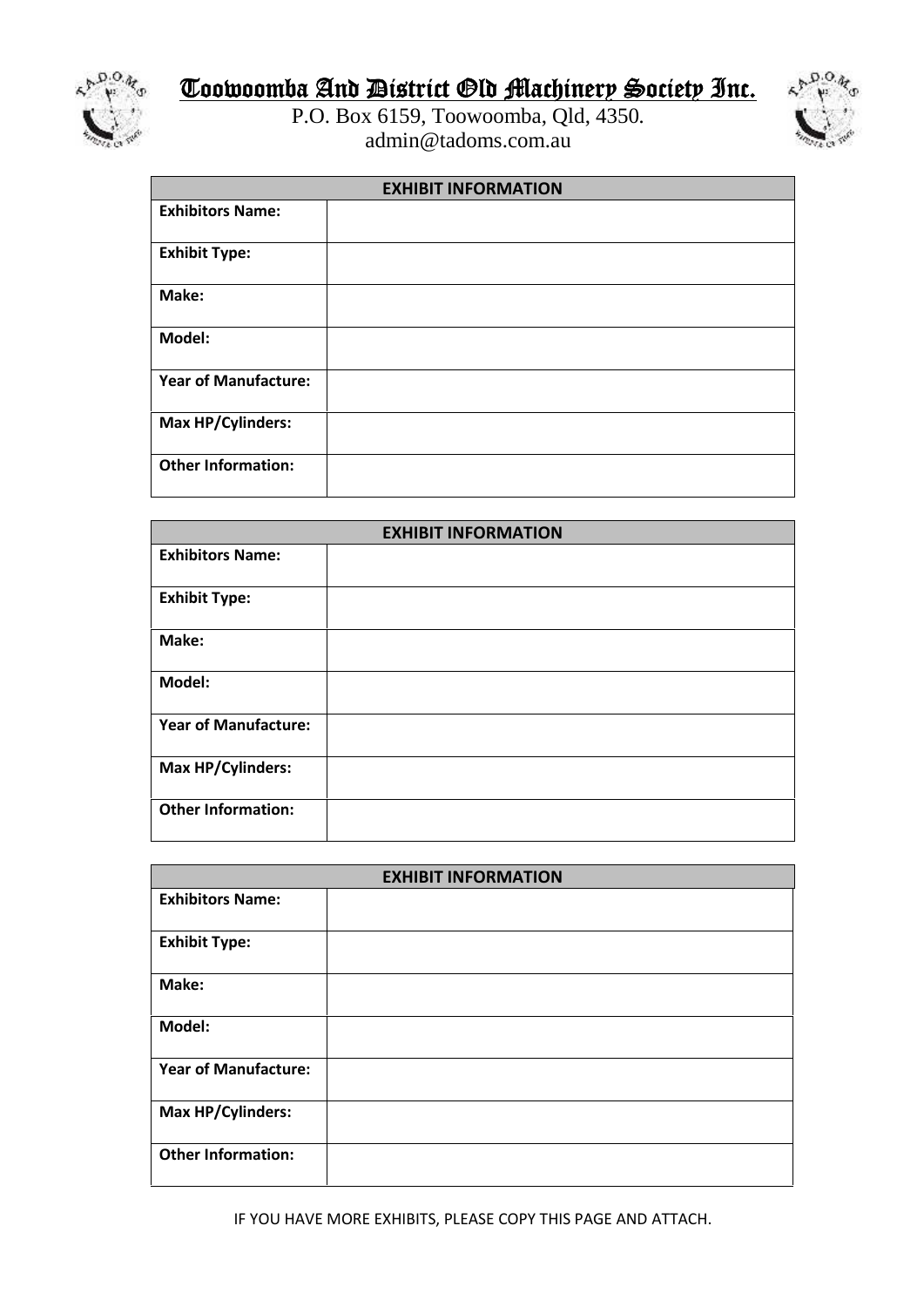# Toowoomba And District Old Machinery Society Inc.

P.O. Box 6159, Toowoomba, Qld, 4350.
admin@tadoms.com.au

| EXHIBIT INFORMATION | |
|---|---|
| **Exhibitors Name:** | |
| **Exhibit Type:** | |
| **Make:** | |
| **Model:** | |
| **Year of Manufacture:** | |
| **Max HP/Cylinders:** | |
| **Other Information:** | |

| EXHIBIT INFORMATION | |
|---|---|
| **Exhibitors Name:** | |
| **Exhibit Type:** | |
| **Make:** | |
| **Model:** | |
| **Year of Manufacture:** | |
| **Max HP/Cylinders:** | |
| **Other Information:** | |

| EXHIBIT INFORMATION | |
|---|---|
| **Exhibitors Name:** | |
| **Exhibit Type:** | |
| **Make:** | |
| **Model:** | |
| **Year of Manufacture:** | |
| **Max HP/Cylinders:** | |
| **Other Information:** | |

IF YOU HAVE MORE EXHIBITS, PLEASE COPY THIS PAGE AND ATTACH.